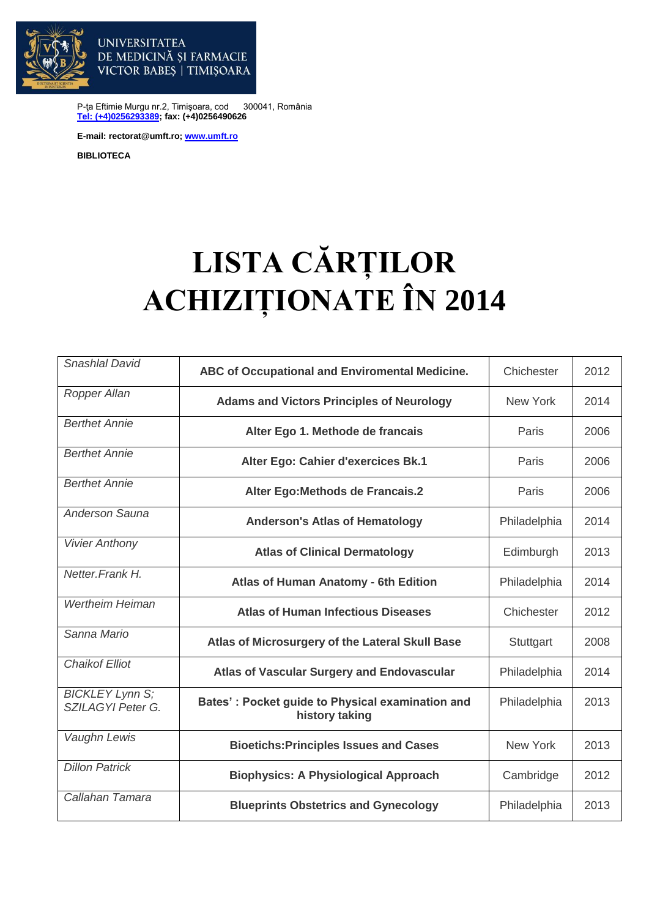UNIVERSITATEA DE MEDICINĂ ŞI FARMACIE VICTOR BABEŞ | TIMIŞOARA

P-ţa Eftimie Murgu nr.2, Timişoara, cod 300041, România
**Tel: (+4)0256293389; fax: (+4)0256490626**

**E-mail: rectorat@umft.ro; www.umft.ro**

**BIBLIOTECA**

# LISTA CĂRȚILOR ACHIZIȚIONATE ÎN 2014

| | | | |
|---|---|---|---|
| *Snashlal David* | **ABC of Occupational and Enviromental Medicine.** | Chichester | 2012 |
| *Ropper Allan* | **Adams and Victors Principles of Neurology** | New York | 2014 |
| *Berthet Annie* | **Alter Ego 1. Methode de francais** | Paris | 2006 |
| *Berthet Annie* | **Alter Ego: Cahier d'exercices Bk.1** | Paris | 2006 |
| *Berthet Annie* | **Alter Ego:Methods de Francais.2** | Paris | 2006 |
| *Anderson Sauna* | **Anderson's Atlas of Hematology** | Philadelphia | 2014 |
| *Vivier Anthony* | **Atlas of Clinical Dermatology** | Edimburgh | 2013 |
| *Netter.Frank H.* | **Atlas of Human Anatomy - 6th Edition** | Philadelphia | 2014 |
| *Wertheim Heiman* | **Atlas of Human Infectious Diseases** | Chichester | 2012 |
| *Sanna Mario* | **Atlas of Microsurgery of the Lateral Skull Base** | Stuttgart | 2008 |
| *Chaikof Elliot* | **Atlas of Vascular Surgery and Endovascular** | Philadelphia | 2014 |
| *BICKLEY Lynn S; SZILAGYI Peter G.* | **Bates' : Pocket guide to Physical examination and history taking** | Philadelphia | 2013 |
| *Vaughn Lewis* | **Bioetichs:Principles Issues and Cases** | New York | 2013 |
| *Dillon Patrick* | **Biophysics: A Physiological Approach** | Cambridge | 2012 |
| *Callahan Tamara* | **Blueprints Obstetrics and Gynecology** | Philadelphia | 2013 |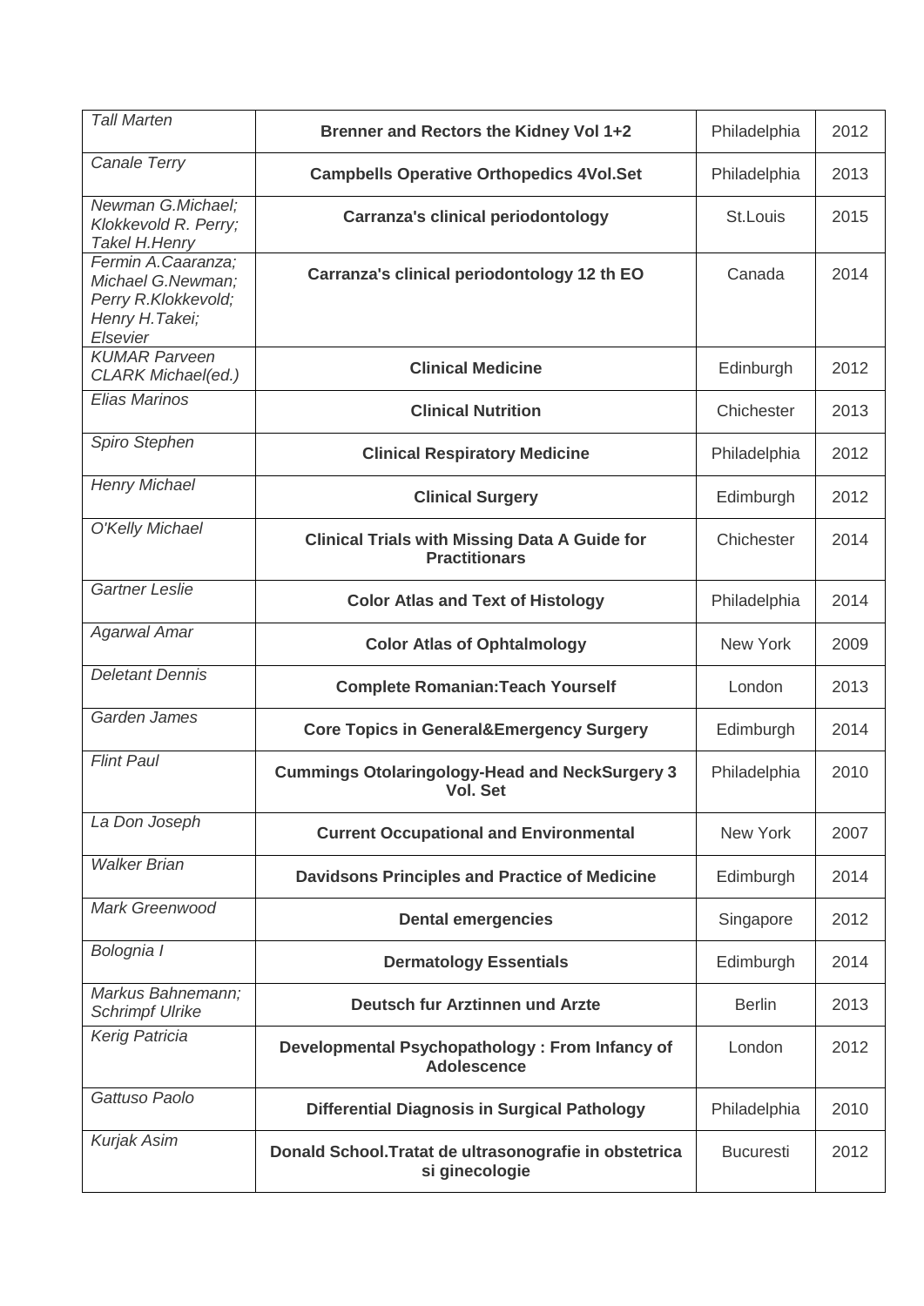| *Tall Marten* | **Brenner and Rectors the Kidney Vol 1+2** | Philadelphia | 2012 |
|---|---|---|---|
| *Canale Terry* | **Campbells Operative Orthopedics 4Vol.Set** | Philadelphia | 2013 |
| *Newman G.Michael; Klokkevold R. Perry; Takel H.Henry* | **Carranza's clinical periodontology** | St.Louis | 2015 |
| *Fermin A.Caaranza; Michael G.Newman; Perry R.Klokkevold; Henry H.Takei; Elsevier* | **Carranza's clinical periodontology 12 th EO** | Canada | 2014 |
| *KUMAR Parveen CLARK Michael(ed.)* | **Clinical Medicine** | Edinburgh | 2012 |
| *Elias Marinos* | **Clinical Nutrition** | Chichester | 2013 |
| *Spiro Stephen* | **Clinical Respiratory Medicine** | Philadelphia | 2012 |
| *Henry Michael* | **Clinical Surgery** | Edimburgh | 2012 |
| *O'Kelly Michael* | **Clinical Trials with Missing Data A Guide for Practitionars** | Chichester | 2014 |
| *Gartner Leslie* | **Color Atlas and Text of Histology** | Philadelphia | 2014 |
| *Agarwal Amar* | **Color Atlas of Ophtalmology** | New York | 2009 |
| *Deletant Dennis* | **Complete Romanian:Teach Yourself** | London | 2013 |
| *Garden James* | **Core Topics in General&Emergency Surgery** | Edimburgh | 2014 |
| *Flint Paul* | **Cummings Otolaringology-Head and NeckSurgery 3 Vol. Set** | Philadelphia | 2010 |
| *La Don Joseph* | **Current Occupational and Environmental** | New York | 2007 |
| *Walker Brian* | **Davidsons Principles and Practice of Medicine** | Edimburgh | 2014 |
| *Mark Greenwood* | **Dental emergencies** | Singapore | 2012 |
| *Bolognia I* | **Dermatology Essentials** | Edimburgh | 2014 |
| *Markus Bahnemann; Schrimpf Ulrike* | **Deutsch fur Arztinnen und Arzte** | Berlin | 2013 |
| *Kerig Patricia* | **Developmental Psychopathology : From Infancy of Adolescence** | London | 2012 |
| *Gattuso Paolo* | **Differential Diagnosis in Surgical Pathology** | Philadelphia | 2010 |
| *Kurjak Asim* | **Donald School.Tratat de ultrasonografie in obstetrica si ginecologie** | Bucuresti | 2012 |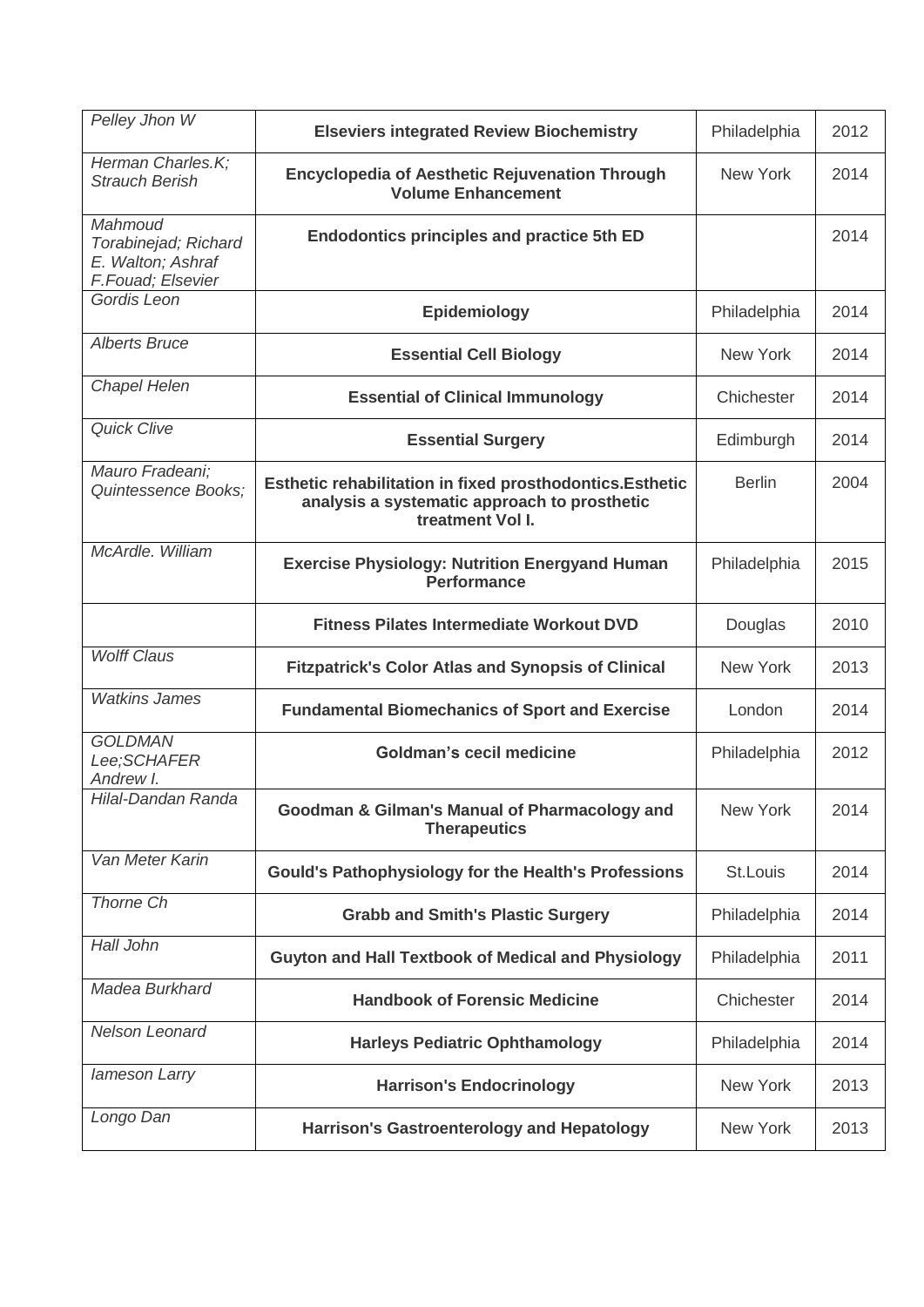| *Pelley Jhon W* | **Elseviers integrated Review Biochemistry** | Philadelphia | 2012 |
|---|---|---|---|
| *Herman Charles.K; Strauch Berish* | **Encyclopedia of Aesthetic Rejuvenation Through Volume Enhancement** | New York | 2014 |
| *Mahmoud Torabinejad; Richard E. Walton; Ashraf F.Fouad; Elsevier* | **Endodontics principles and practice 5th ED** | | 2014 |
| *Gordis Leon* | **Epidemiology** | Philadelphia | 2014 |
| *Alberts Bruce* | **Essential Cell Biology** | New York | 2014 |
| *Chapel Helen* | **Essential of Clinical Immunology** | Chichester | 2014 |
| *Quick Clive* | **Essential Surgery** | Edimburgh | 2014 |
| *Mauro Fradeani; Quintessence Books;* | **Esthetic rehabilitation in fixed prosthodontics.Esthetic analysis a systematic approach to prosthetic treatment Vol I.** | Berlin | 2004 |
| *McArdle. William* | **Exercise Physiology: Nutrition Energyand Human Performance** | Philadelphia | 2015 |
| | **Fitness Pilates Intermediate Workout DVD** | Douglas | 2010 |
| *Wolff Claus* | **Fitzpatrick's Color Atlas and Synopsis of Clinical** | New York | 2013 |
| *Watkins James* | **Fundamental Biomechanics of Sport and Exercise** | London | 2014 |
| *GOLDMAN Lee;SCHAFER Andrew I.* | **Goldman's cecil medicine** | Philadelphia | 2012 |
| *Hilal-Dandan Randa* | **Goodman & Gilman's Manual of Pharmacology and Therapeutics** | New York | 2014 |
| *Van Meter Karin* | **Gould's Pathophysiology for the Health's Professions** | St.Louis | 2014 |
| *Thorne Ch* | **Grabb and Smith's Plastic Surgery** | Philadelphia | 2014 |
| *Hall John* | **Guyton and Hall Textbook of Medical and Physiology** | Philadelphia | 2011 |
| *Madea Burkhard* | **Handbook of Forensic Medicine** | Chichester | 2014 |
| *Nelson Leonard* | **Harleys Pediatric Ophthamology** | Philadelphia | 2014 |
| *Iameson Larry* | **Harrison's Endocrinology** | New York | 2013 |
| *Longo Dan* | **Harrison's Gastroenterology and Hepatology** | New York | 2013 |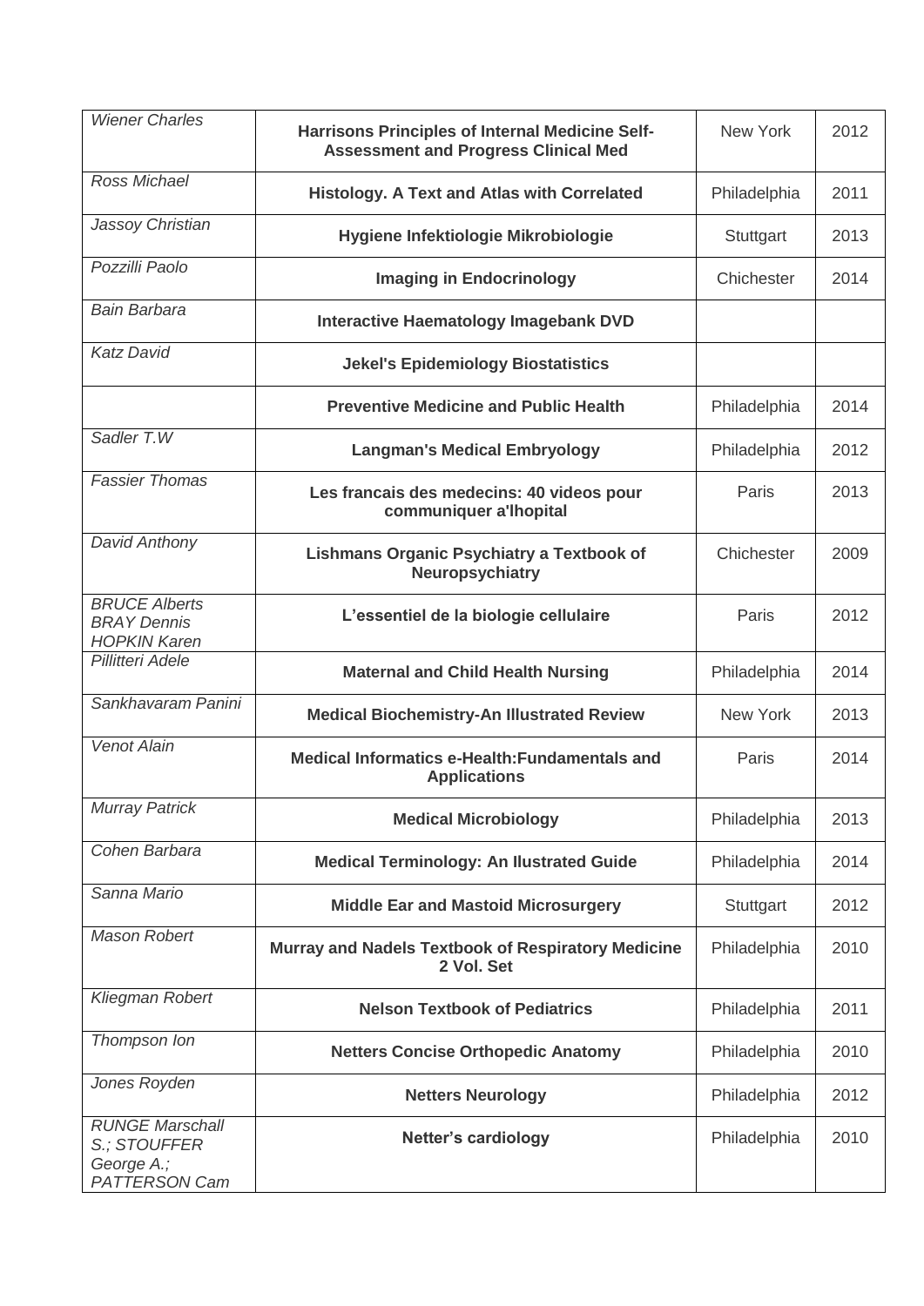| *Wiener Charles* | **Harrisons Principles of Internal Medicine Self-Assessment and Progress Clinical Med** | New York | 2012 |
|---|---|---|---|
| *Ross Michael* | **Histology. A Text and Atlas with Correlated** | Philadelphia | 2011 |
| *Jassoy Christian* | **Hygiene Infektiologie Mikrobiologie** | Stuttgart | 2013 |
| *Pozzilli Paolo* | **Imaging in Endocrinology** | Chichester | 2014 |
| *Bain Barbara* | **Interactive Haematology Imagebank DVD** | | |
| *Katz David* | **Jekel's Epidemiology Biostatistics** | | |
| | **Preventive Medicine and Public Health** | Philadelphia | 2014 |
| *Sadler T.W* | **Langman's Medical Embryology** | Philadelphia | 2012 |
| *Fassier Thomas* | **Les francais des medecins: 40 videos pour communiquer a'lhopital** | Paris | 2013 |
| *David Anthony* | **Lishmans Organic Psychiatry a Textbook of Neuropsychiatry** | Chichester | 2009 |
| *BRUCE Alberts BRAY Dennis HOPKIN Karen* | **L'essentiel de la biologie cellulaire** | Paris | 2012 |
| *Pillitteri Adele* | **Maternal and Child Health Nursing** | Philadelphia | 2014 |
| *Sankhavaram Panini* | **Medical Biochemistry-An Illustrated Review** | New York | 2013 |
| *Venot Alain* | **Medical Informatics e-Health:Fundamentals and Applications** | Paris | 2014 |
| *Murray Patrick* | **Medical Microbiology** | Philadelphia | 2013 |
| *Cohen Barbara* | **Medical Terminology: An Ilustrated Guide** | Philadelphia | 2014 |
| *Sanna Mario* | **Middle Ear and Mastoid Microsurgery** | Stuttgart | 2012 |
| *Mason Robert* | **Murray and Nadels Textbook of Respiratory Medicine 2 Vol. Set** | Philadelphia | 2010 |
| *Kliegman Robert* | **Nelson Textbook of Pediatrics** | Philadelphia | 2011 |
| *Thompson Ion* | **Netters Concise Orthopedic Anatomy** | Philadelphia | 2010 |
| *Jones Royden* | **Netters Neurology** | Philadelphia | 2012 |
| *RUNGE Marschall S.; STOUFFER George A.; PATTERSON Cam* | **Netter's cardiology** | Philadelphia | 2010 |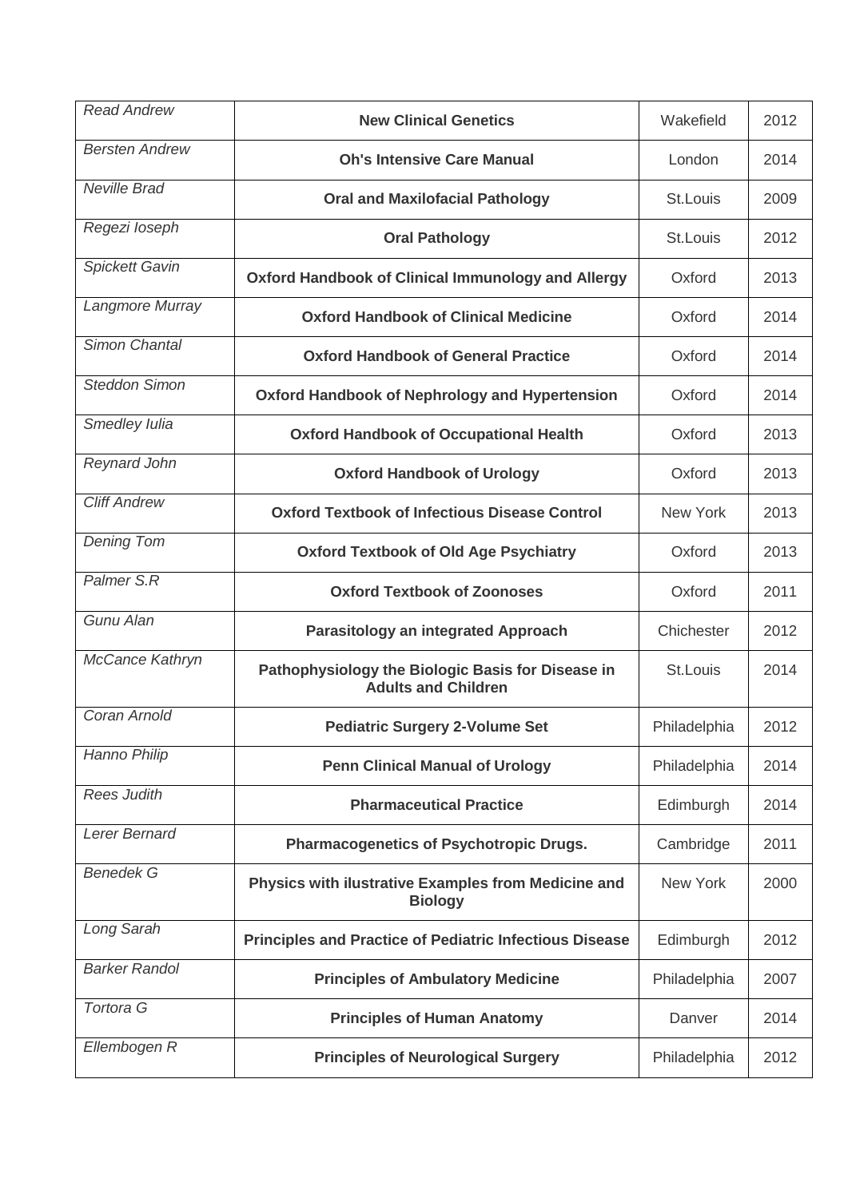| *Read Andrew* | **New Clinical Genetics** | Wakefield | 2012 |
|---|---|---|---|
| *Bersten Andrew* | **Oh's Intensive Care Manual** | London | 2014 |
| *Neville Brad* | **Oral and Maxilofacial Pathology** | St.Louis | 2009 |
| *Regezi Ioseph* | **Oral Pathology** | St.Louis | 2012 |
| *Spickett Gavin* | **Oxford Handbook of Clinical Immunology and Allergy** | Oxford | 2013 |
| *Langmore Murray* | **Oxford Handbook of Clinical Medicine** | Oxford | 2014 |
| *Simon Chantal* | **Oxford Handbook of General Practice** | Oxford | 2014 |
| *Steddon Simon* | **Oxford Handbook of Nephrology and Hypertension** | Oxford | 2014 |
| *Smedley Iulia* | **Oxford Handbook of Occupational Health** | Oxford | 2013 |
| *Reynard John* | **Oxford Handbook of Urology** | Oxford | 2013 |
| *Cliff Andrew* | **Oxford Textbook of Infectious Disease Control** | New York | 2013 |
| *Dening Tom* | **Oxford Textbook of Old Age Psychiatry** | Oxford | 2013 |
| *Palmer S.R* | **Oxford Textbook of Zoonoses** | Oxford | 2011 |
| *Gunu Alan* | **Parasitology an integrated Approach** | Chichester | 2012 |
| *McCance Kathryn* | **Pathophysiology the Biologic Basis for Disease in Adults and Children** | St.Louis | 2014 |
| *Coran Arnold* | **Pediatric Surgery 2-Volume Set** | Philadelphia | 2012 |
| *Hanno Philip* | **Penn Clinical Manual of Urology** | Philadelphia | 2014 |
| *Rees Judith* | **Pharmaceutical Practice** | Edimburgh | 2014 |
| *Lerer Bernard* | **Pharmacogenetics of Psychotropic Drugs.** | Cambridge | 2011 |
| *Benedek G* | **Physics with ilustrative Examples from Medicine and Biology** | New York | 2000 |
| *Long Sarah* | **Principles and Practice of Pediatric Infectious Disease** | Edimburgh | 2012 |
| *Barker Randol* | **Principles of Ambulatory Medicine** | Philadelphia | 2007 |
| *Tortora G* | **Principles of Human Anatomy** | Danver | 2014 |
| *Ellembogen R* | **Principles of Neurological Surgery** | Philadelphia | 2012 |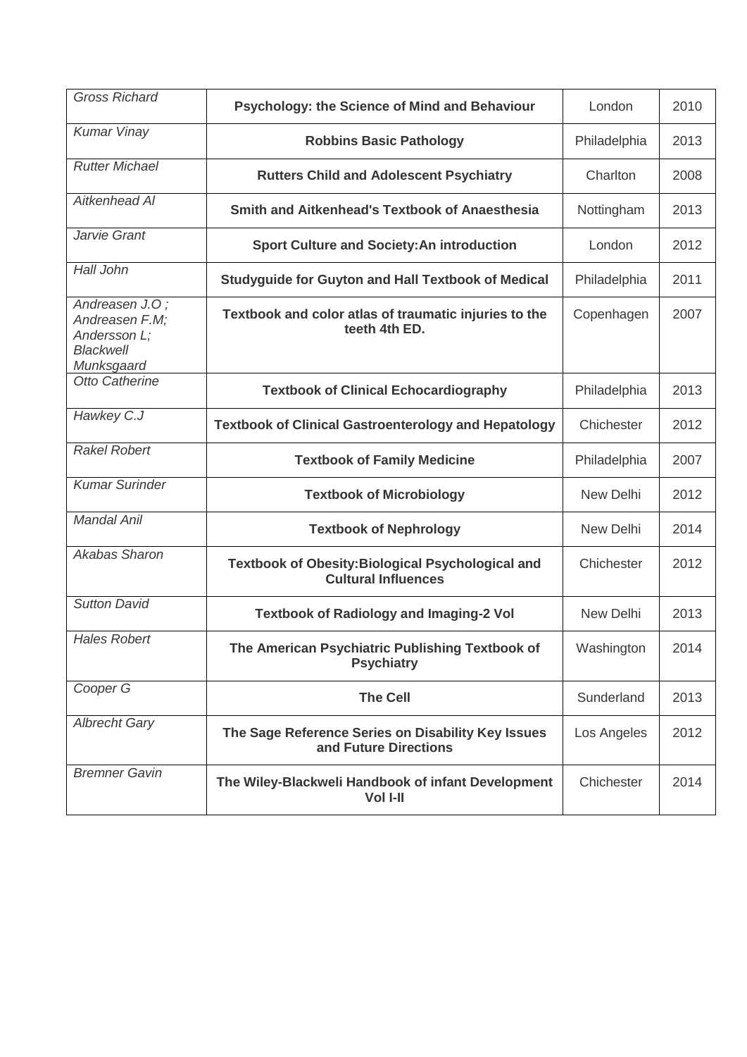| | | | |
|---|---|---|---|
| *Gross Richard* | **Psychology: the Science of Mind and Behaviour** | London | 2010 |
| *Kumar Vinay* | **Robbins Basic Pathology** | Philadelphia | 2013 |
| *Rutter Michael* | **Rutters Child and Adolescent Psychiatry** | Charlton | 2008 |
| *Aitkenhead Al* | **Smith and Aitkenhead's Textbook of Anaesthesia** | Nottingham | 2013 |
| *Jarvie Grant* | **Sport Culture and Society:An introduction** | London | 2012 |
| *Hall John* | **Studyguide for Guyton and Hall Textbook of Medical** | Philadelphia | 2011 |
| *Andreasen J.O ; Andreasen F.M; Andersson L; Blackwell Munksgaard* | **Textbook and color atlas of traumatic injuries to the teeth 4th ED.** | Copenhagen | 2007 |
| *Otto Catherine* | **Textbook of Clinical Echocardiography** | Philadelphia | 2013 |
| *Hawkey C.J* | **Textbook of Clinical Gastroenterology and Hepatology** | Chichester | 2012 |
| *Rakel Robert* | **Textbook of Family Medicine** | Philadelphia | 2007 |
| *Kumar Surinder* | **Textbook of Microbiology** | New Delhi | 2012 |
| *Mandal Anil* | **Textbook of Nephrology** | New Delhi | 2014 |
| *Akabas Sharon* | **Textbook of Obesity:Biological Psychological and Cultural Influences** | Chichester | 2012 |
| *Sutton David* | **Textbook of Radiology and Imaging-2 Vol** | New Delhi | 2013 |
| *Hales Robert* | **The American Psychiatric Publishing Textbook of Psychiatry** | Washington | 2014 |
| *Cooper G* | **The Cell** | Sunderland | 2013 |
| *Albrecht Gary* | **The Sage Reference Series on Disability Key Issues and Future Directions** | Los Angeles | 2012 |
| *Bremner Gavin* | **The Wiley-Blackweli Handbook of infant Development Vol I-II** | Chichester | 2014 |